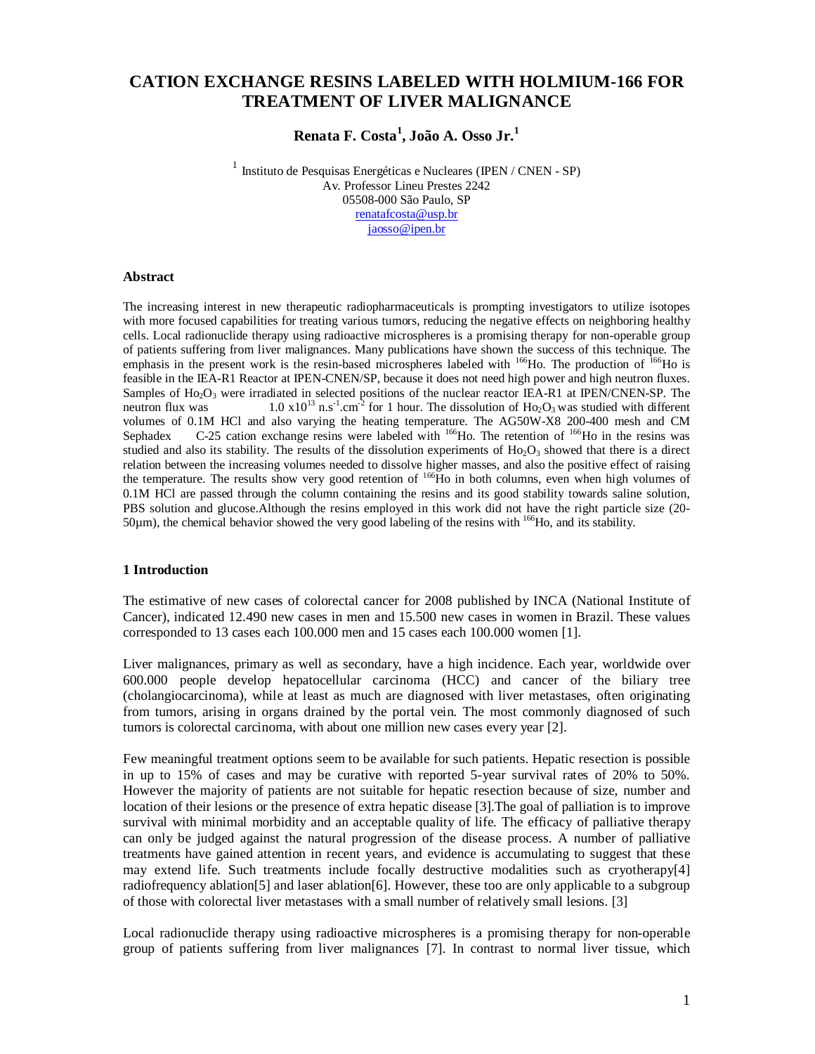# CATION EXCHANGE RESINS LABELED WITH HOLMIUM-166 FOR TREATMENT OF LIVER MALIGNANCE

**Renata F. Costa[1], João A. Osso Jr.[1]**

[1] Instituto de Pesquisas Energéticas e Nucleares (IPEN / CNEN - SP)
Av. Professor Lineu Prestes 2242
05508-000 São Paulo, SP
renatafcosta@usp.br
jaosso@ipen.br

### Abstract

The increasing interest in new therapeutic radiopharmaceuticals is prompting investigators to utilize isotopes with more focused capabilities for treating various tumors, reducing the negative effects on neighboring healthy cells. Local radionuclide therapy using radioactive microspheres is a promising therapy for non-operable group of patients suffering from liver malignances. Many publications have shown the success of this technique. The emphasis in the present work is the resin-based microspheres labeled with $^{166}$Ho. The production of $^{166}$Ho is feasible in the IEA-R1 Reactor at IPEN-CNEN/SP, because it does not need high power and high neutron fluxes. Samples of $Ho_2O_3$ were irradiated in selected positions of the nuclear reactor IEA-R1 at IPEN/CNEN-SP. The neutron flux was 1.0 x$10^{13}$ n.s$^{-1}$.cm$^{-2}$ for 1 hour. The dissolution of $Ho_2O_3$ was studied with different volumes of 0.1M HCl and also varying the heating temperature. The AG50W-X8 200-400 mesh and CM Sephadex C-25 cation exchange resins were labeled with $^{166}$Ho. The retention of $^{166}$Ho in the resins was studied and also its stability. The results of the dissolution experiments of $Ho_2O_3$ showed that there is a direct relation between the increasing volumes needed to dissolve higher masses, and also the positive effect of raising the temperature. The results show very good retention of $^{166}$Ho in both columns, even when high volumes of 0.1M HCl are passed through the column containing the resins and its good stability towards saline solution, PBS solution and glucose.Although the resins employed in this work did not have the right particle size (20-50µm), the chemical behavior showed the very good labeling of the resins with $^{166}$Ho, and its stability.

### 1 Introduction

The estimative of new cases of colorectal cancer for 2008 published by INCA (National Institute of Cancer), indicated 12.490 new cases in men and 15.500 new cases in women in Brazil. These values corresponded to 13 cases each 100.000 men and 15 cases each 100.000 women [1].

Liver malignances, primary as well as secondary, have a high incidence. Each year, worldwide over 600.000 people develop hepatocellular carcinoma (HCC) and cancer of the biliary tree (cholangiocarcinoma), while at least as much are diagnosed with liver metastases, often originating from tumors, arising in organs drained by the portal vein. The most commonly diagnosed of such tumors is colorectal carcinoma, with about one million new cases every year [2].

Few meaningful treatment options seem to be available for such patients. Hepatic resection is possible in up to 15% of cases and may be curative with reported 5-year survival rates of 20% to 50%. However the majority of patients are not suitable for hepatic resection because of size, number and location of their lesions or the presence of extra hepatic disease [3].The goal of palliation is to improve survival with minimal morbidity and an acceptable quality of life. The efficacy of palliative therapy can only be judged against the natural progression of the disease process. A number of palliative treatments have gained attention in recent years, and evidence is accumulating to suggest that these may extend life. Such treatments include focally destructive modalities such as cryotherapy[4] radiofrequency ablation[5] and laser ablation[6]. However, these too are only applicable to a subgroup of those with colorectal liver metastases with a small number of relatively small lesions. [3]

Local radionuclide therapy using radioactive microspheres is a promising therapy for non-operable group of patients suffering from liver malignances [7]. In contrast to normal liver tissue, which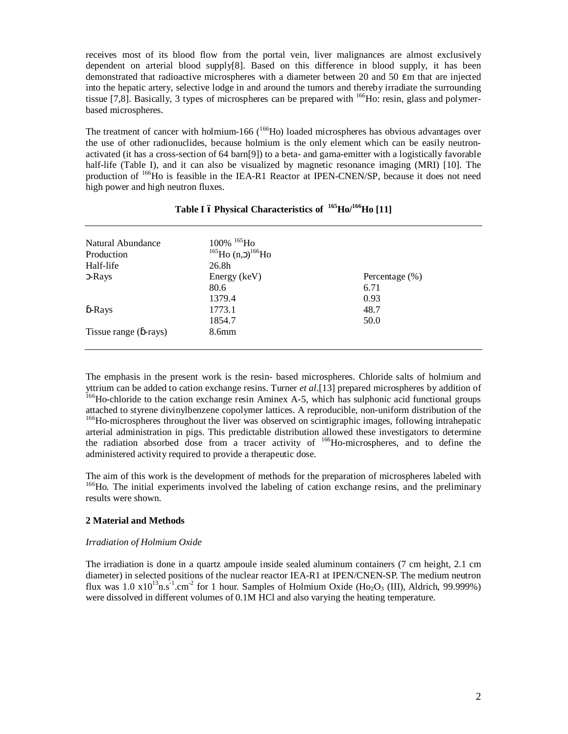receives most of its blood flow from the portal vein, liver malignances are almost exclusively dependent on arterial blood supply[8]. Based on this difference in blood supply, it has been demonstrated that radioactive microspheres with a diameter between 20 and 50 μm that are injected into the hepatic artery, selective lodge in and around the tumors and thereby irradiate the surrounding tissue [7,8]. Basically, 3 types of microspheres can be prepared with $^{166}$Ho: resin, glass and polymer-based microspheres.

The treatment of cancer with holmium-166 ($^{166}$Ho) loaded microspheres has obvious advantages over the use of other radionuclides, because holmium is the only element which can be easily neutron-activated (it has a cross-section of 64 barn[9]) to a beta- and gama-emitter with a logistically favorable half-life (Table I), and it can also be visualized by magnetic resonance imaging (MRI) [10]. The production of $^{166}$Ho is feasible in the IEA-R1 Reactor at IPEN-CNEN/SP, because it does not need high power and high neutron fluxes.

**Table I – Physical Characteristics of $^{165}$Ho/$^{166}$Ho [11]**

| | | |
|---|---|---|
| Natural Abundance | 100% $^{165}$Ho | |
| Production | $^{165}$Ho (n,γ)$^{166}$Ho | |
| Half-life | 26.8h | |
| γ-Rays | Energy (keV) | Percentage (%) |
| | 80.6 | 6.71 |
| | 1379.4 | 0.93 |
| β-Rays | 1773.1 | 48.7 |
| | 1854.7 | 50.0 |
| Tissue range (β-rays) | 8.6mm | |

The emphasis in the present work is the resin- based microspheres. Chloride salts of holmium and yttrium can be added to cation exchange resins. Turner *et al*.[13] prepared microspheres by addition of $^{166}$Ho-chloride to the cation exchange resin Aminex A-5, which has sulphonic acid functional groups attached to styrene divinylbenzene copolymer lattices. A reproducible, non-uniform distribution of the $^{166}$Ho-microspheres throughout the liver was observed on scintigraphic images, following intrahepatic arterial administration in pigs. This predictable distribution allowed these investigators to determine the radiation absorbed dose from a tracer activity of $^{166}$Ho-microspheres, and to define the administered activity required to provide a therapeutic dose.

The aim of this work is the development of methods for the preparation of microspheres labeled with $^{166}$Ho. The initial experiments involved the labeling of cation exchange resins, and the preliminary results were shown.

## 2 Material and Methods

*Irradiation of Holmium Oxide*

The irradiation is done in a quartz ampoule inside sealed aluminum containers (7 cm height, 2.1 cm diameter) in selected positions of the nuclear reactor IEA-R1 at IPEN/CNEN-SP. The medium neutron flux was $1.0 \times 10^{13}$ n.s$^{-1}$.cm$^{-2}$ for 1 hour. Samples of Holmium Oxide ($Ho_2O_3$ (III), Aldrich, 99.999%) were dissolved in different volumes of 0.1M HCl and also varying the heating temperature.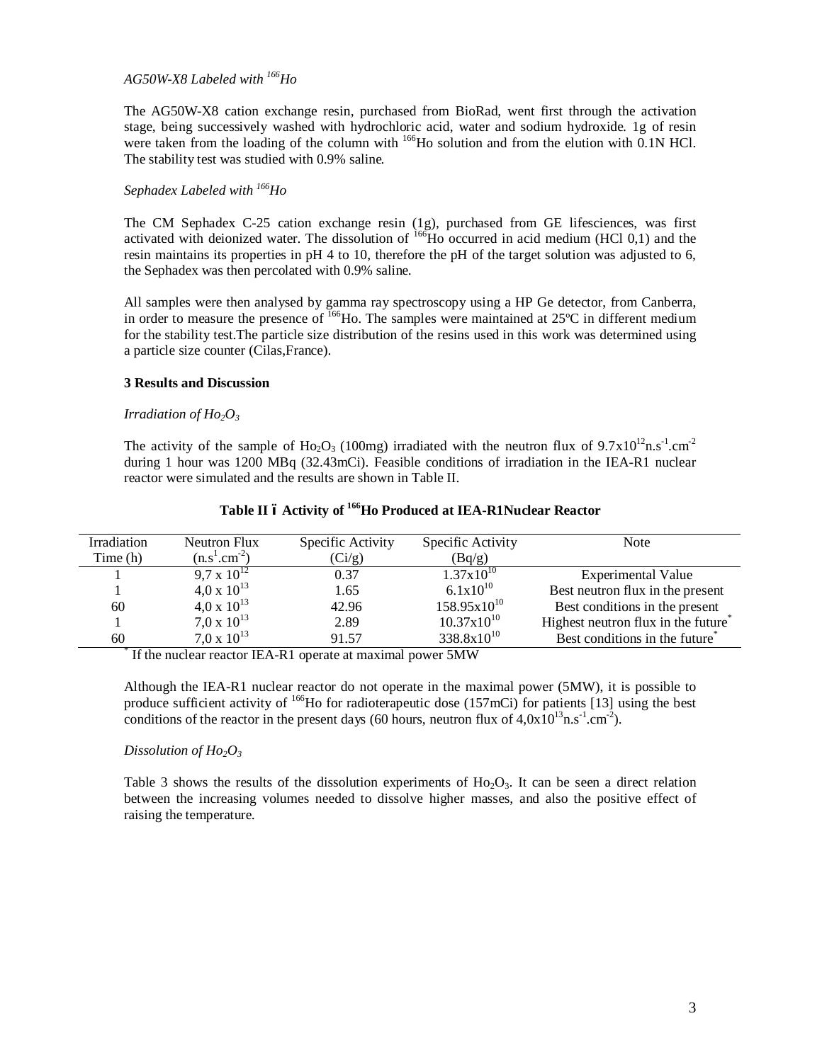*AG50W-X8 Labeled with $^{166}Ho$*

The AG50W-X8 cation exchange resin, purchased from BioRad, went first through the activation stage, being successively washed with hydrochloric acid, water and sodium hydroxide. 1g of resin were taken from the loading of the column with $^{166}Ho$ solution and from the elution with 0.1N HCl. The stability test was studied with 0.9% saline.

*Sephadex Labeled with $^{166}Ho$*

The CM Sephadex C-25 cation exchange resin (1g), purchased from GE lifesciences, was first activated with deionized water. The dissolution of $^{166}Ho$ occurred in acid medium (HCl 0,1) and the resin maintains its properties in pH 4 to 10, therefore the pH of the target solution was adjusted to 6, the Sephadex was then percolated with 0.9% saline.

All samples were then analysed by gamma ray spectroscopy using a HP Ge detector, from Canberra, in order to measure the presence of $^{166}Ho$. The samples were maintained at 25ºC in different medium for the stability test.The particle size distribution of the resins used in this work was determined using a particle size counter (Cilas,France).

**3 Results and Discussion**

*Irradiation of $Ho_2O_3$*

The activity of the sample of $Ho_2O_3$ (100mg) irradiated with the neutron flux of $9.7x10^{12}n.s^{-1}.cm^{-2}$ during 1 hour was 1200 MBq (32.43mCi). Feasible conditions of irradiation in the IEA-R1 nuclear reactor were simulated and the results are shown in Table II.

**Table II – Activity of $^{166}Ho$ Produced at IEA-R1Nuclear Reactor**

| Irradiation Time (h) | Neutron Flux ($n.s^{1}.cm^{-2}$) | Specific Activity (Ci/g) | Specific Activity (Bq/g) | Note |
|---|---|---|---|---|
| 1 | $9,7 \times 10^{12}$ | 0.37 | $1.37x10^{10}$ | Experimental Value |
| 1 | $4,0 \times 10^{13}$ | 1.65 | $6.1x10^{10}$ | Best neutron flux in the present |
| 60 | $4,0 \times 10^{13}$ | 42.96 | $158.95x10^{10}$ | Best conditions in the present |
| 1 | $7,0 \times 10^{13}$ | 2.89 | $10.37x10^{10}$ | Highest neutron flux in the future* |
| 60 | $7,0 \times 10^{13}$ | 91.57 | $338.8x10^{10}$ | Best conditions in the future* |

\* If the nuclear reactor IEA-R1 operate at maximal power 5MW

Although the IEA-R1 nuclear reactor do not operate in the maximal power (5MW), it is possible to produce sufficient activity of $^{166}Ho$ for radioterapeutic dose (157mCi) for patients [13] using the best conditions of the reactor in the present days (60 hours, neutron flux of $4,0x10^{13}n.s^{-1}.cm^{-2}$).

*Dissolution of $Ho_2O_3$*

Table 3 shows the results of the dissolution experiments of $Ho_2O_3$. It can be seen a direct relation between the increasing volumes needed to dissolve higher masses, and also the positive effect of raising the temperature.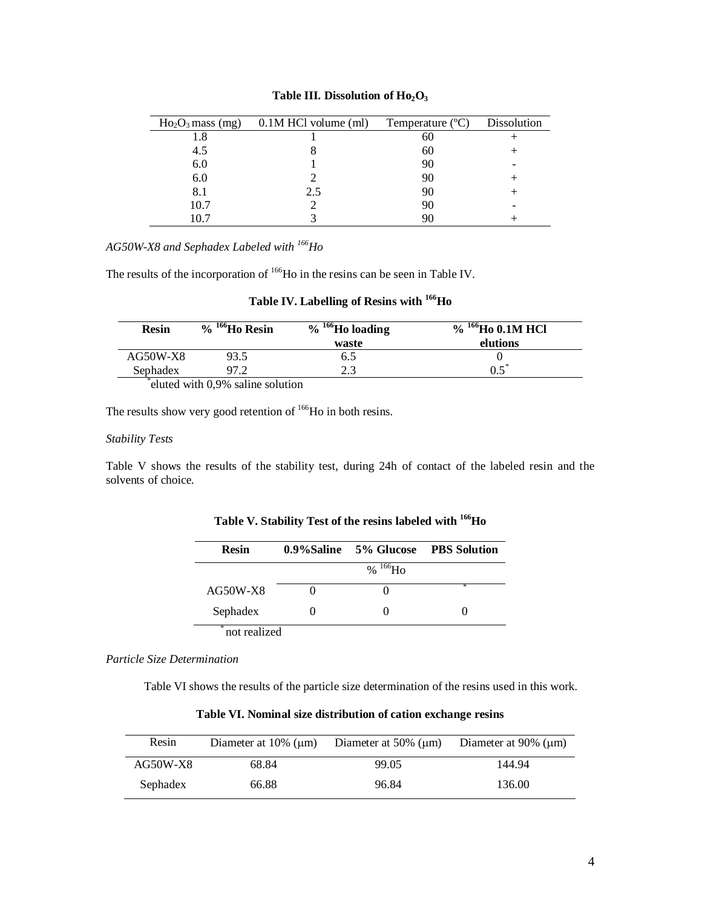**Table III. Dissolution of $Ho_2O_3$**

| $Ho_2O_3$ mass (mg) | 0.1M HCl volume (ml) | Temperature (°C) | Dissolution |
|---|---|---|---|
| 1.8 | 1 | 60 | + |
| 4.5 | 8 | 60 | + |
| 6.0 | 1 | 90 | - |
| 6.0 | 2 | 90 | + |
| 8.1 | 2.5 | 90 | + |
| 10.7 | 2 | 90 | - |
| 10.7 | 3 | 90 | + |

*AG50W-X8 and Sephadex Labeled with $^{166}Ho$*

The results of the incorporation of $^{166}Ho$ in the resins can be seen in Table IV.

**Table IV. Labelling of Resins with $^{166}Ho$**

| Resin | % $^{166}Ho$ Resin | % $^{166}Ho$ loading waste | % $^{166}Ho$ 0.1M HCl elutions |
|---|---|---|---|
| AG50W-X8 | 93.5 | 6.5 | 0 |
| Sephadex | 97.2 | 2.3 | 0.5* |

*eluted with 0,9% saline solution

The results show very good retention of $^{166}Ho$ in both resins.

*Stability Tests*

Table V shows the results of the stability test, during 24h of contact of the labeled resin and the solvents of choice.

**Table V. Stability Test of the resins labeled with $^{166}Ho$**

| Resin | 0.9%Saline | 5% Glucose | PBS Solution |
|---|---|---|---|
| | | % $^{166}Ho$ | |
| AG50W-X8 | 0 | 0 | * |
| Sephadex | 0 | 0 | 0 |

*not realized

*Particle Size Determination*

Table VI shows the results of the particle size determination of the resins used in this work.

**Table VI. Nominal size distribution of cation exchange resins**

| Resin | Diameter at 10% (μm) | Diameter at 50% (μm) | Diameter at 90% (μm) |
|---|---|---|---|
| AG50W-X8 | 68.84 | 99.05 | 144.94 |
| Sephadex | 66.88 | 96.84 | 136.00 |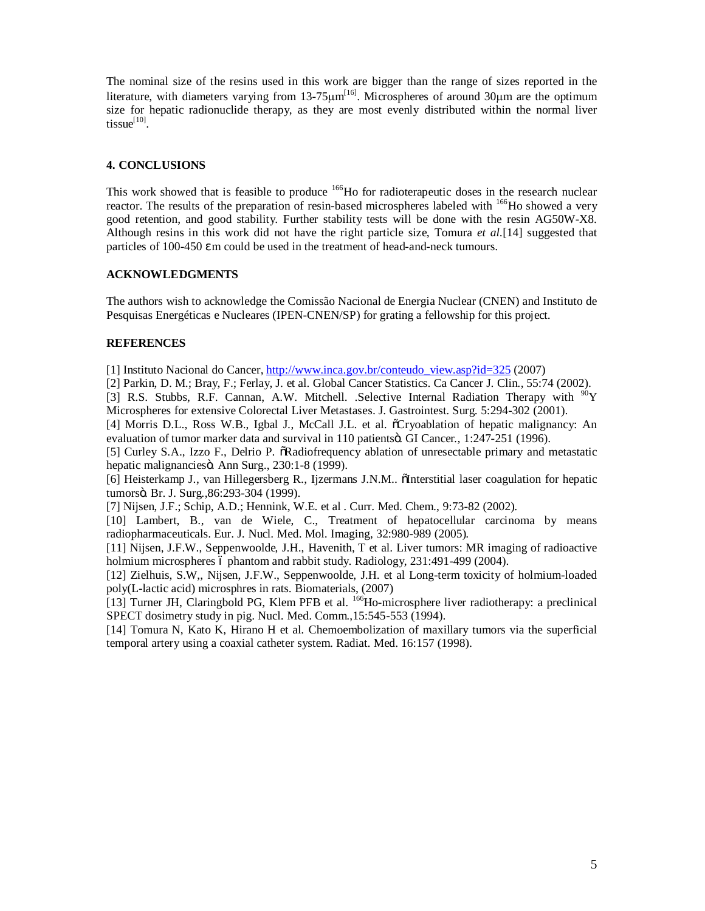The nominal size of the resins used in this work are bigger than the range of sizes reported in the literature, with diameters varying from 13-75μm[16]. Microspheres of around 30μm are the optimum size for hepatic radionuclide therapy, as they are most evenly distributed within the normal liver tissue[10].

## 4. CONCLUSIONS

This work showed that is feasible to produce $^{166}$Ho for radioterapeutic doses in the research nuclear reactor. The results of the preparation of resin-based microspheres labeled with $^{166}$Ho showed a very good retention, and good stability. Further stability tests will be done with the resin AG50W-X8. Although resins in this work did not have the right particle size, Tomura *et al*.[14] suggested that particles of 100-450 εm could be used in the treatment of head-and-neck tumours.

## ACKNOWLEDGMENTS

The authors wish to acknowledge the Comissão Nacional de Energia Nuclear (CNEN) and Instituto de Pesquisas Energéticas e Nucleares (IPEN-CNEN/SP) for grating a fellowship for this project.

## REFERENCES

[1] Instituto Nacional do Cancer, http://www.inca.gov.br/conteudo_view.asp?id=325 (2007)

[2] Parkin, D. M.; Bray, F.; Ferlay, J. et al. Global Cancer Statistics. Ca Cancer J. Clin., 55:74 (2002).

[3] R.S. Stubbs, R.F. Cannan, A.W. Mitchell. .Selective Internal Radiation Therapy with $^{90}$Y Microspheres for extensive Colorectal Liver Metastases. J. Gastrointest. Surg. 5:294-302 (2001).

[4] Morris D.L., Ross W.B., Igbal J., McCall J.L. et al. õCryoablation of hepatic malignancy: An evaluation of tumor marker data and survival in 110 patientsö. GI Cancer., 1:247-251 (1996).

[5] Curley S.A., Izzo F., Delrio P. õRadiofrequency ablation of unresectable primary and metastatic hepatic malignanciesö. Ann Surg., 230:1-8 (1999).

[6] Heisterkamp J., van Hillegersberg R., Ijzermans J.N.M.. õInterstitial laser coagulation for hepatic tumorsö. Br. J. Surg.,86:293-304 (1999).

[7] Nijsen, J.F.; Schip, A.D.; Hennink, W.E. et al . Curr. Med. Chem., 9:73-82 (2002).

[10] Lambert, B., van de Wiele, C., Treatment of hepatocellular carcinoma by means radiopharmaceuticals. Eur. J. Nucl. Med. Mol. Imaging, 32:980-989 (2005).

[11] Nijsen, J.F.W., Seppenwoolde, J.H., Havenith, T et al. Liver tumors: MR imaging of radioactive holmium microspheres ó phantom and rabbit study. Radiology, 231:491-499 (2004).

[12] Zielhuis, S.W,, Nijsen, J.F.W., Seppenwoolde, J.H. et al Long-term toxicity of holmium-loaded poly(L-lactic acid) microsphres in rats. Biomaterials, (2007)

[13] Turner JH, Claringbold PG, Klem PFB et al. $^{166}$Ho-microsphere liver radiotherapy: a preclinical SPECT dosimetry study in pig. Nucl. Med. Comm.,15:545-553 (1994).

[14] Tomura N, Kato K, Hirano H et al. Chemoembolization of maxillary tumors via the superficial temporal artery using a coaxial catheter system. Radiat. Med. 16:157 (1998).